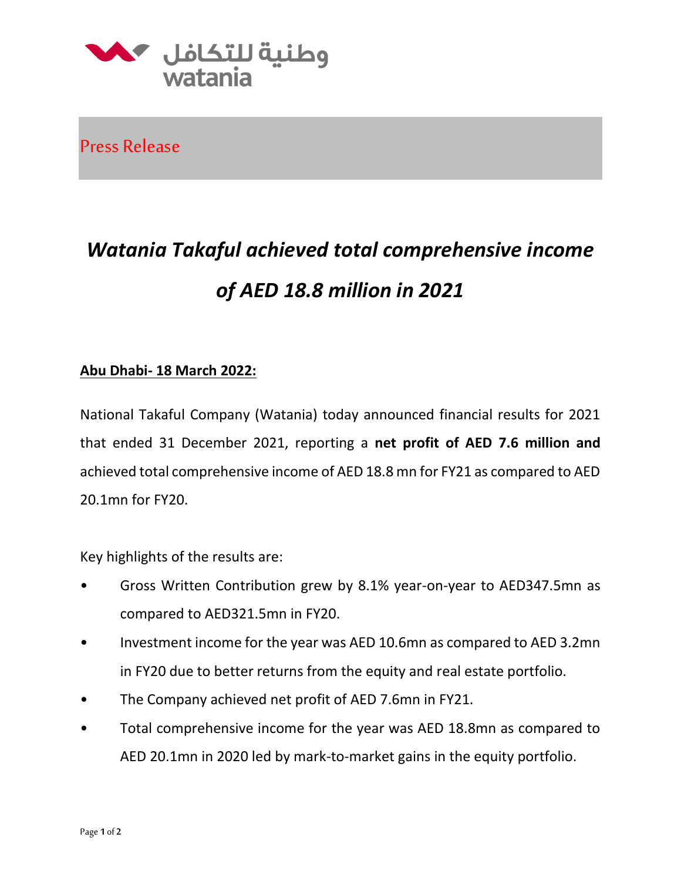Press Release

# *Watania Takaful achieved total comprehensive income of AED 18.8 million in 2021*

**Abu Dhabi- 18 March 2022:**

National Takaful Company (Watania) today announced financial results for 2021 that ended 31 December 2021, reporting a **net profit of AED 7.6 million and** achieved total comprehensive income of AED 18.8 mn for FY21 as compared to AED 20.1mn for FY20.

Key highlights of the results are:

- Gross Written Contribution grew by 8.1% year-on-year to AED347.5mn as compared to AED321.5mn in FY20.
- Investment income for the year was AED 10.6mn as compared to AED 3.2mn in FY20 due to better returns from the equity and real estate portfolio.
- The Company achieved net profit of AED 7.6mn in FY21.
- Total comprehensive income for the year was AED 18.8mn as compared to AED 20.1mn in 2020 led by mark-to-market gains in the equity portfolio.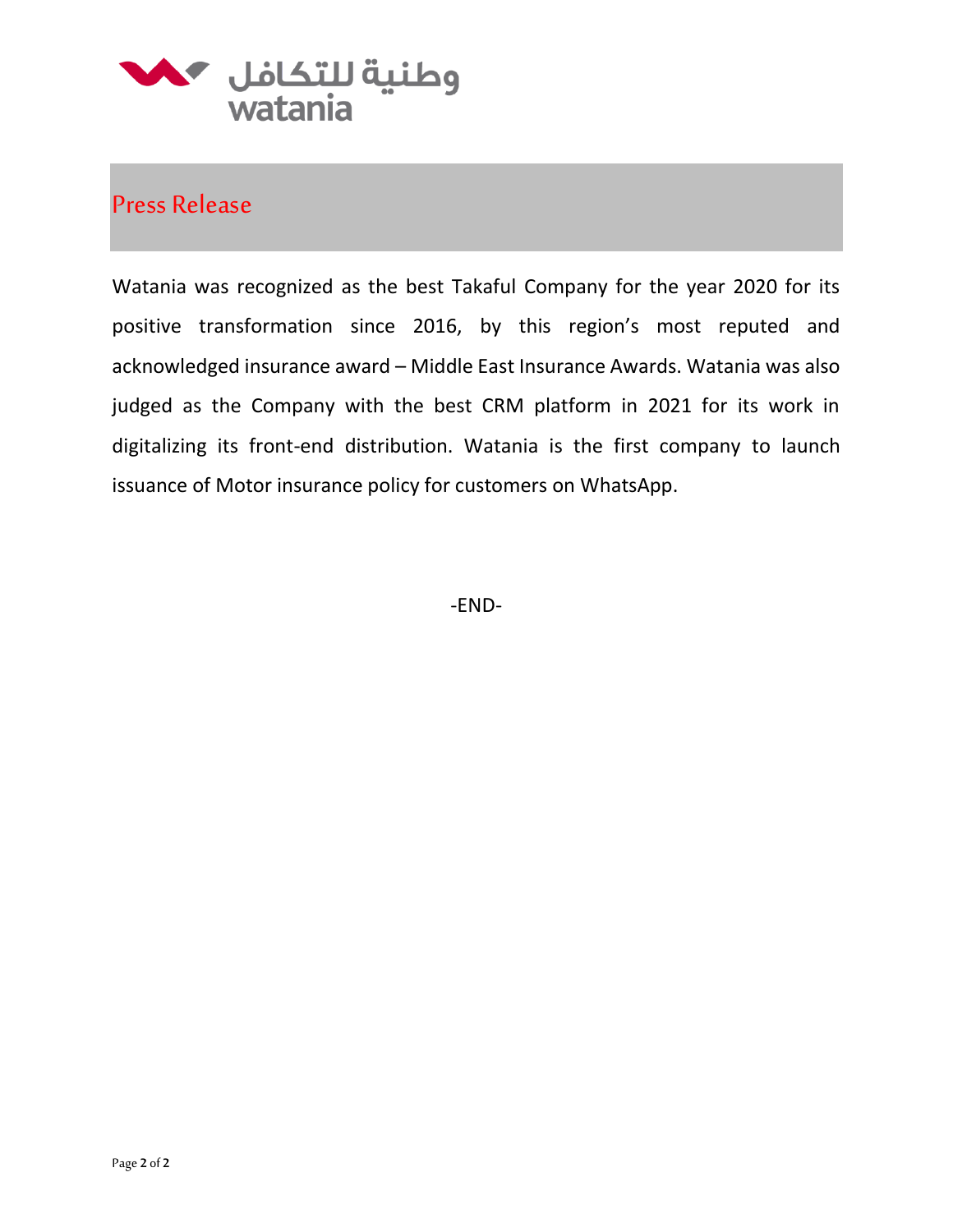# Press Release

Watania was recognized as the best Takaful Company for the year 2020 for its positive transformation since 2016, by this region's most reputed and acknowledged insurance award – Middle East Insurance Awards. Watania was also judged as the Company with the best CRM platform in 2021 for its work in digitalizing its front-end distribution. Watania is the first company to launch issuance of Motor insurance policy for customers on WhatsApp.

-END-